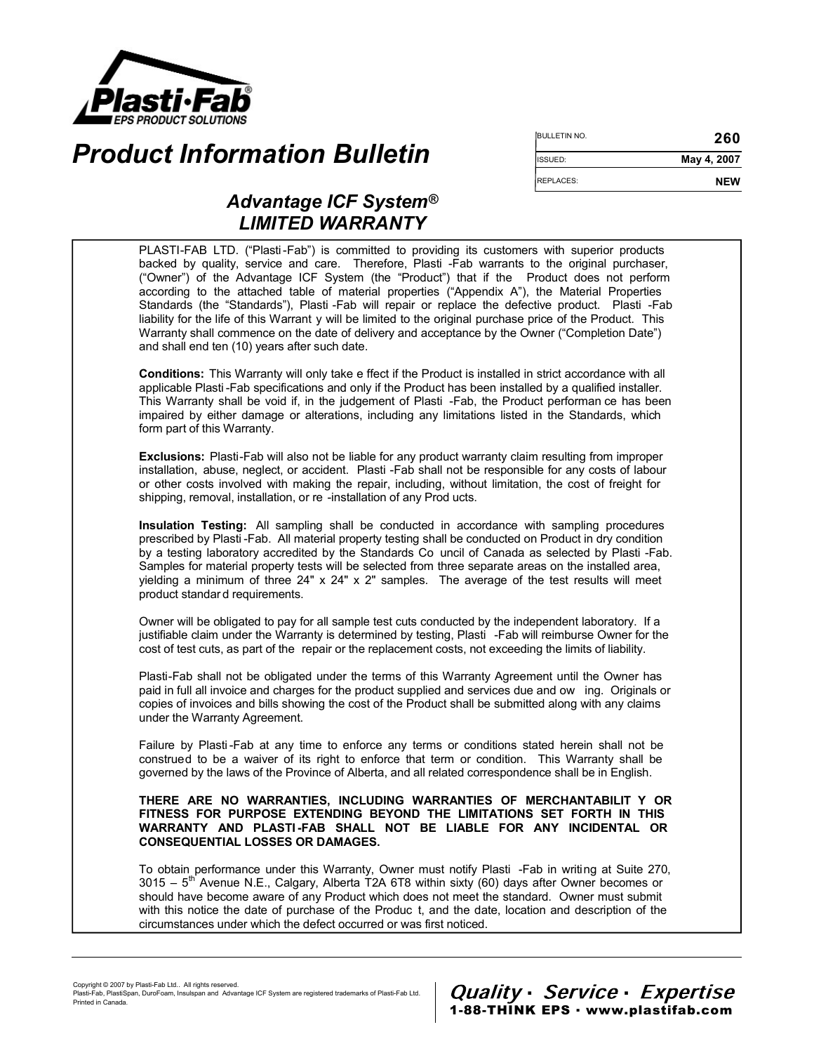Plasti·Fab®
EPS PRODUCT SOLUTIONS

# Product Information Bulletin

| BULLETIN NO. | 260 |
|---|---|
| ISSUED: | May 4, 2007 |
| REPLACES: | NEW |

## *Advantage ICF System®*
## *LIMITED WARRANTY*

PLASTI-FAB LTD. ("Plasti-Fab") is committed to providing its customers with superior products backed by quality, service and care. Therefore, Plasti-Fab warrants to the original purchaser, ("Owner") of the Advantage ICF System (the "Product") that if the Product does not perform according to the attached table of material properties ("Appendix A"), the Material Properties Standards (the "Standards"), Plasti-Fab will repair or replace the defective product. Plasti-Fab liability for the life of this Warranty will be limited to the original purchase price of the Product. This Warranty shall commence on the date of delivery and acceptance by the Owner ("Completion Date") and shall end ten (10) years after such date.

**Conditions:** This Warranty will only take effect if the Product is installed in strict accordance with all applicable Plasti-Fab specifications and only if the Product has been installed by a qualified installer. This Warranty shall be void if, in the judgement of Plasti-Fab, the Product performance has been impaired by either damage or alterations, including any limitations listed in the Standards, which form part of this Warranty.

**Exclusions:** Plasti-Fab will also not be liable for any product warranty claim resulting from improper installation, abuse, neglect, or accident. Plasti-Fab shall not be responsible for any costs of labour or other costs involved with making the repair, including, without limitation, the cost of freight for shipping, removal, installation, or re-installation of any Products.

**Insulation Testing:** All sampling shall be conducted in accordance with sampling procedures prescribed by Plasti-Fab. All material property testing shall be conducted on Product in dry condition by a testing laboratory accredited by the Standards Council of Canada as selected by Plasti-Fab. Samples for material property tests will be selected from three separate areas on the installed area, yielding a minimum of three 24" x 24" x 2" samples. The average of the test results will meet product standard requirements.

Owner will be obligated to pay for all sample test cuts conducted by the independent laboratory. If a justifiable claim under the Warranty is determined by testing, Plasti-Fab will reimburse Owner for the cost of test cuts, as part of the repair or the replacement costs, not exceeding the limits of liability.

Plasti-Fab shall not be obligated under the terms of this Warranty Agreement until the Owner has paid in full all invoice and charges for the product supplied and services due and owing. Originals or copies of invoices and bills showing the cost of the Product shall be submitted along with any claims under the Warranty Agreement.

Failure by Plasti-Fab at any time to enforce any terms or conditions stated herein shall not be construed to be a waiver of its right to enforce that term or condition. This Warranty shall be governed by the laws of the Province of Alberta, and all related correspondence shall be in English.

**THERE ARE NO WARRANTIES, INCLUDING WARRANTIES OF MERCHANTABILITY OR FITNESS FOR PURPOSE EXTENDING BEYOND THE LIMITATIONS SET FORTH IN THIS WARRANTY AND PLASTI-FAB SHALL NOT BE LIABLE FOR ANY INCIDENTAL OR CONSEQUENTIAL LOSSES OR DAMAGES.**

To obtain performance under this Warranty, Owner must notify Plasti-Fab in writing at Suite 270, 3015 – 5th Avenue N.E., Calgary, Alberta T2A 6T8 within sixty (60) days after Owner becomes or should have become aware of any Product which does not meet the standard. Owner must submit with this notice the date of purchase of the Product, and the date, location and description of the circumstances under which the defect occurred or was first noticed.

Copyright © 2007 by Plasti-Fab Ltd.. All rights reserved.
Plasti-Fab, PlastiSpan, DuroFoam, Insulspan and Advantage ICF System are registered trademarks of Plasti-Fab Ltd.
Printed in Canada.

*Quality · Service · Expertise*
**1-88-THINK EPS · www.plastifab.com**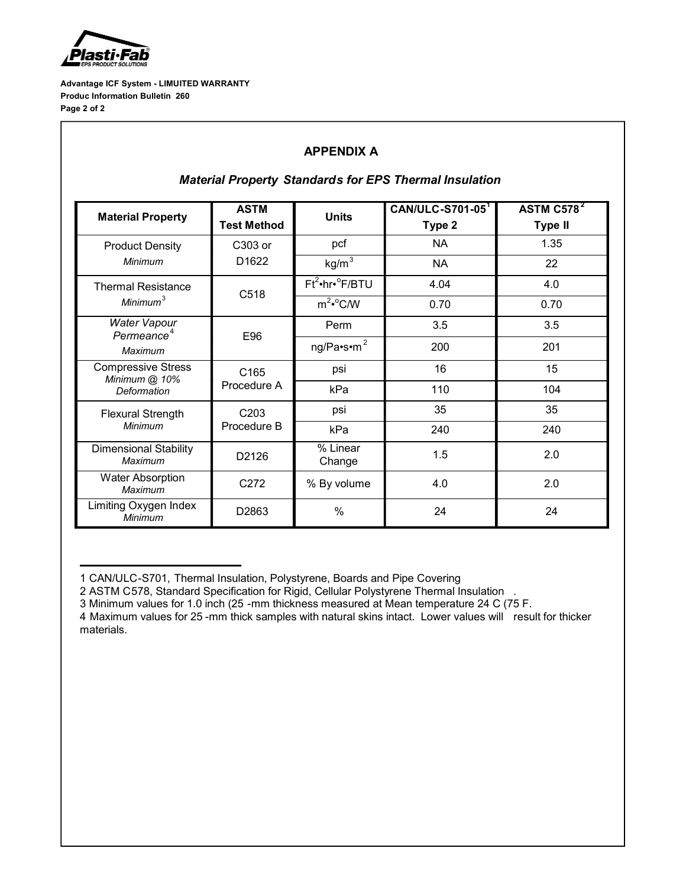## APPENDIX A

### *Material Property Standards for EPS Thermal Insulation*

| Material Property | ASTM Test Method | Units | CAN/ULC-S701-05[1] Type 2 | ASTM C578[2] Type II |
|---|---|---|---|---|
| Product Density *Minimum* | C303 or D1622 | pcf | NA | 1.35 |
| | | $kg/m^3$ | NA | 22 |
| Thermal Resistance *Minimum*[3] | C518 | $Ft^2 \cdot hr \cdot {}^{\circ}F/BTU$ | 4.04 | 4.0 |
| | | $m^2 \cdot {}^{\circ}C/W$ | 0.70 | 0.70 |
| *Water Vapour Permeance*[4] *Maximum* | E96 | Perm | 3.5 | 3.5 |
| | | $ng/Pa \cdot s \cdot m^2$ | 200 | 201 |
| Compressive Stress *Minimum @ 10% Deformation* | C165 Procedure A | psi | 16 | 15 |
| | | kPa | 110 | 104 |
| Flexural Strength *Minimum* | C203 Procedure B | psi | 35 | 35 |
| | | kPa | 240 | 240 |
| Dimensional Stability *Maximum* | D2126 | % Linear Change | 1.5 | 2.0 |
| Water Absorption *Maximum* | C272 | % By volume | 4.0 | 2.0 |
| Limiting Oxygen Index *Minimum* | D2863 | % | 24 | 24 |

---

1 CAN/ULC-S701, Thermal Insulation, Polystyrene, Boards and Pipe Covering

2 ASTM C578, Standard Specification for Rigid, Cellular Polystyrene Thermal Insulation .

3 Minimum values for 1.0 inch (25 -mm thickness measured at Mean temperature 24 C (75 F.

4 Maximum values for 25 -mm thick samples with natural skins intact. Lower values will result for thicker materials.